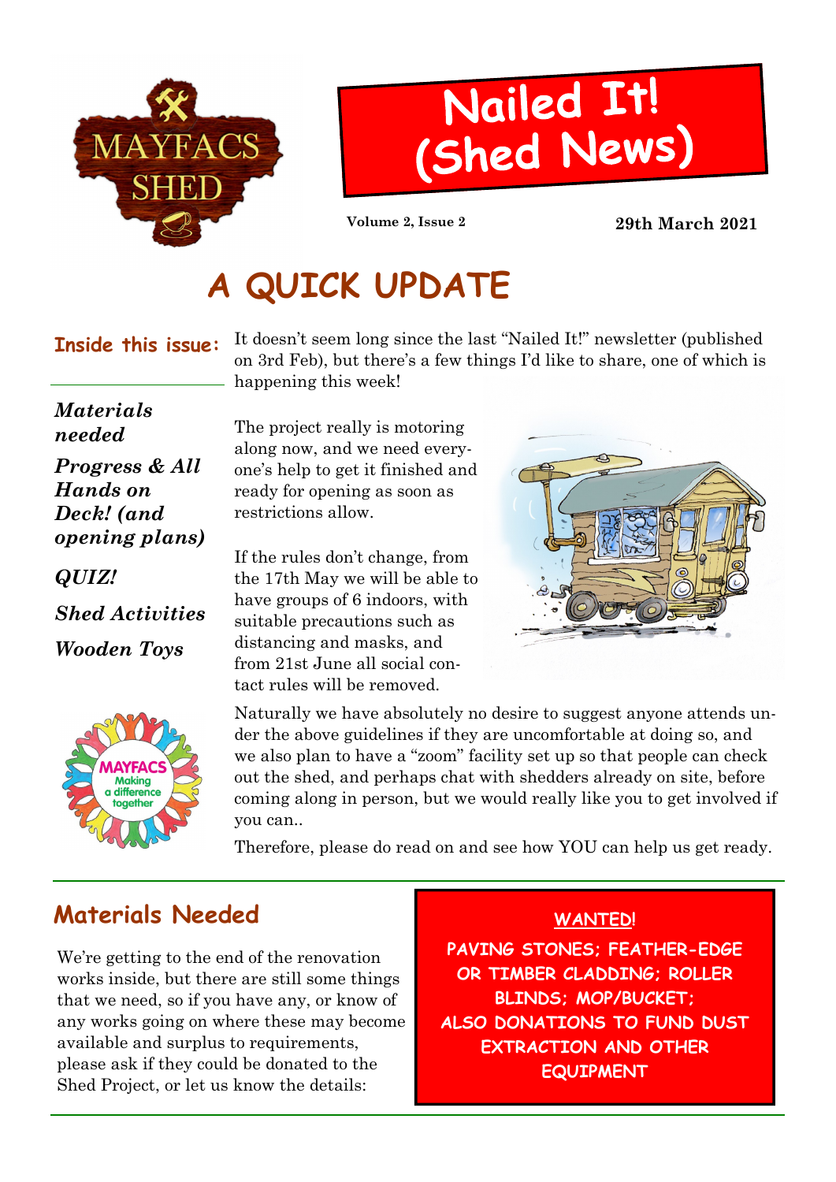MAYFACS SHED

# Nailed It! (Shed News)

Volume 2, Issue 2

29th March 2021

# A QUICK UPDATE

**Inside this issue:**

- *Materials needed*
- *Progress & All Hands on Deck! (and opening plans)*
- *QUIZ!*
- *Shed Activities*
- *Wooden Toys*

It doesn't seem long since the last "Nailed It!" newsletter (published on 3rd Feb), but there's a few things I'd like to share, one of which is happening this week!

The project really is motoring along now, and we need everyone's help to get it finished and ready for opening as soon as restrictions allow.

If the rules don't change, from the 17th May we will be able to have groups of 6 indoors, with suitable precautions such as distancing and masks, and from 21st June all social contact rules will be removed.

Naturally we have absolutely no desire to suggest anyone attends under the above guidelines if they are uncomfortable at doing so, and we also plan to have a "zoom" facility set up so that people can check out the shed, and perhaps chat with shedders already on site, before coming along in person, but we would really like you to get involved if you can..

Therefore, please do read on and see how YOU can help us get ready.

MAYFACS Making a difference together

## Materials Needed

We're getting to the end of the renovation works inside, but there are still some things that we need, so if you have any, or know of any works going on where these may become available and surplus to requirements, please ask if they could be donated to the Shed Project, or let us know the details:

**WANTED!**

**PAVING STONES; FEATHER-EDGE OR TIMBER CLADDING; ROLLER BLINDS; MOP/BUCKET; ALSO DONATIONS TO FUND DUST EXTRACTION AND OTHER EQUIPMENT**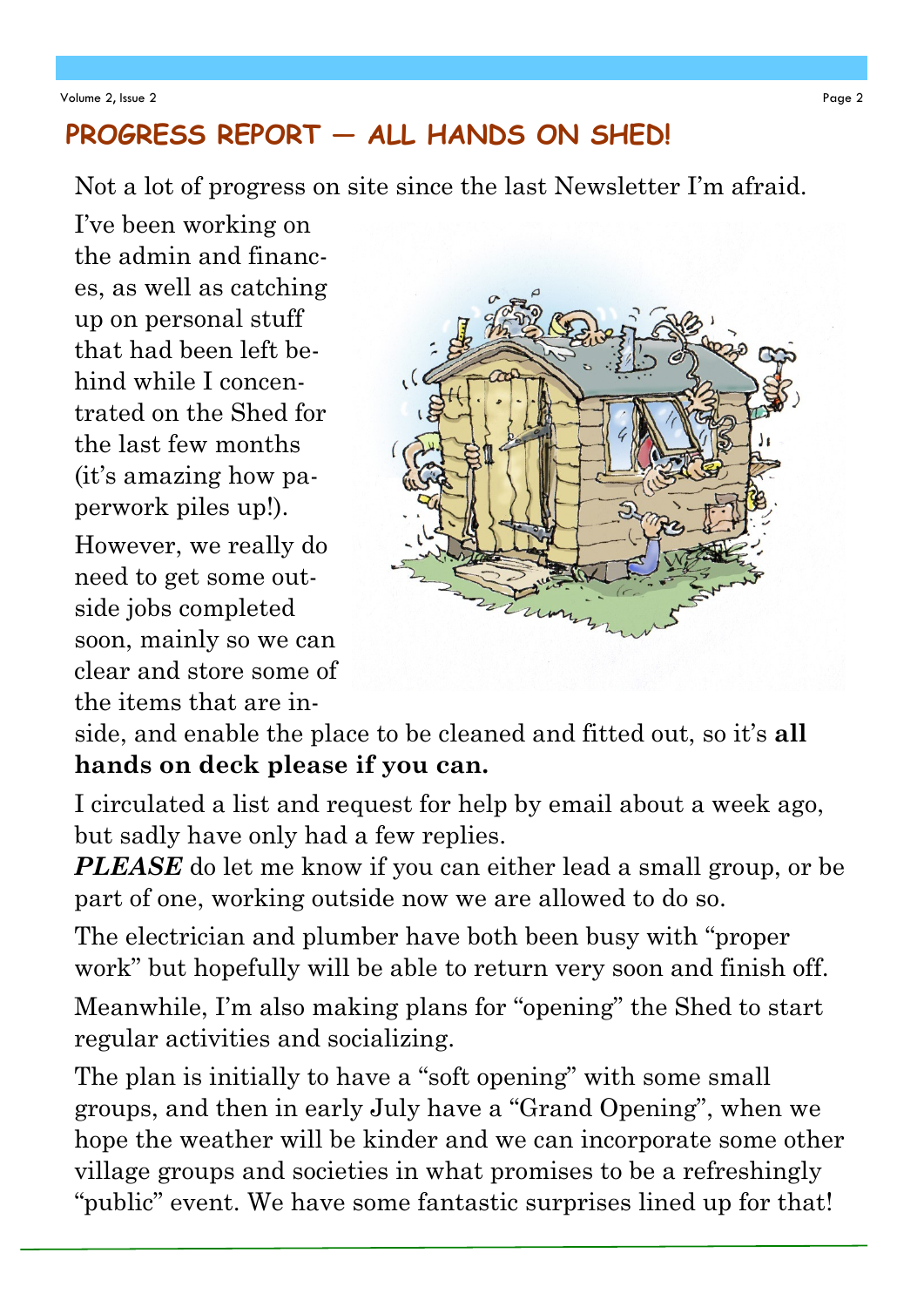## PROGRESS REPORT — ALL HANDS ON SHED!

Not a lot of progress on site since the last Newsletter I'm afraid.

I've been working on the admin and finances, as well as catching up on personal stuff that had been left behind while I concentrated on the Shed for the last few months (it's amazing how paperwork piles up!).

However, we really do need to get some outside jobs completed soon, mainly so we can clear and store some of the items that are inside, and enable the place to be cleaned and fitted out, so it's **all hands on deck please if you can.**

I circulated a list and request for help by email about a week ago, but sadly have only had a few replies.

***PLEASE*** do let me know if you can either lead a small group, or be part of one, working outside now we are allowed to do so.

The electrician and plumber have both been busy with "proper work" but hopefully will be able to return very soon and finish off.

Meanwhile, I'm also making plans for "opening" the Shed to start regular activities and socializing.

The plan is initially to have a "soft opening" with some small groups, and then in early July have a "Grand Opening", when we hope the weather will be kinder and we can incorporate some other village groups and societies in what promises to be a refreshingly "public" event. We have some fantastic surprises lined up for that!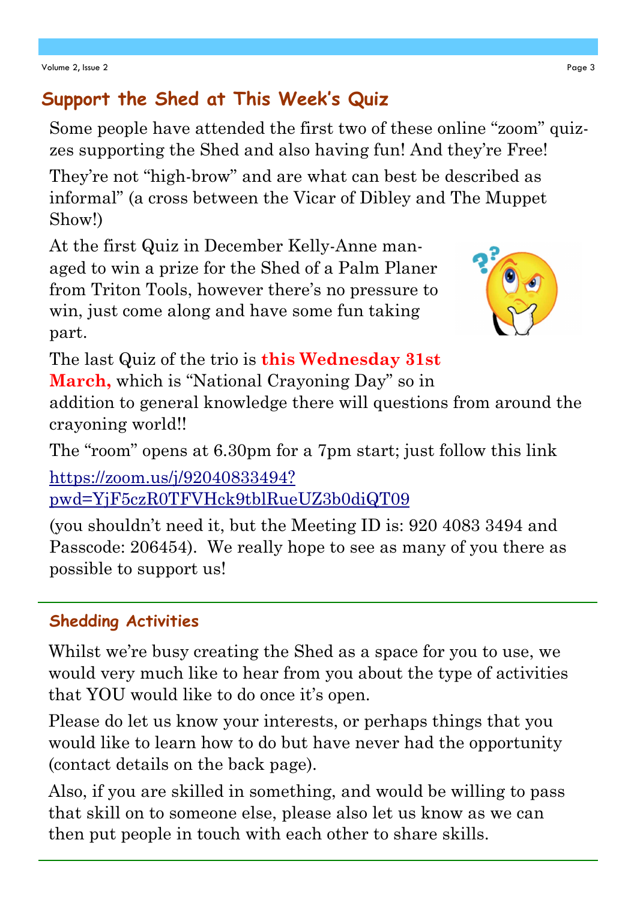## Support the Shed at This Week's Quiz

Some people have attended the first two of these online "zoom" quizzes supporting the Shed and also having fun! And they're Free!

They're not "high-brow" and are what can best be described as informal" (a cross between the Vicar of Dibley and The Muppet Show!)

At the first Quiz in December Kelly-Anne managed to win a prize for the Shed of a Palm Planer from Triton Tools, however there's no pressure to win, just come along and have some fun taking part.

The last Quiz of the trio is **this Wednesday 31st March,** which is "National Crayoning Day" so in addition to general knowledge there will questions from around the crayoning world!!

The "room" opens at 6.30pm for a 7pm start; just follow this link

https://zoom.us/j/92040833494?pwd=YjF5czR0TFVHck9tblRueUZ3b0diQT09

(you shouldn't need it, but the Meeting ID is: 920 4083 3494 and Passcode: 206454). We really hope to see as many of you there as possible to support us!

---

### Shedding Activities

Whilst we're busy creating the Shed as a space for you to use, we would very much like to hear from you about the type of activities that YOU would like to do once it's open.

Please do let us know your interests, or perhaps things that you would like to learn how to do but have never had the opportunity (contact details on the back page).

Also, if you are skilled in something, and would be willing to pass that skill on to someone else, please also let us know as we can then put people in touch with each other to share skills.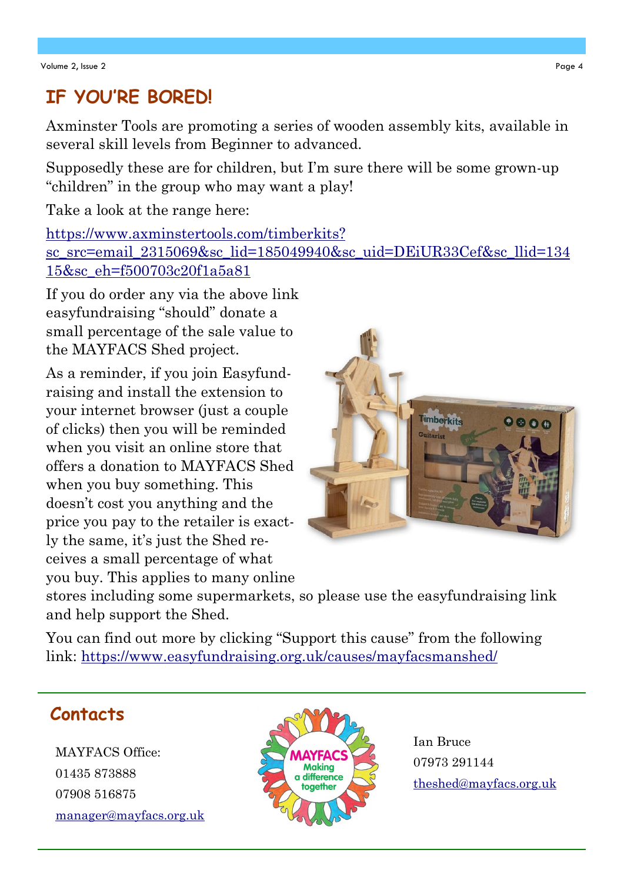## IF YOU'RE BORED!

Axminster Tools are promoting a series of wooden assembly kits, available in several skill levels from Beginner to advanced.

Supposedly these are for children, but I'm sure there will be some grown-up "children" in the group who may want a play!

Take a look at the range here:

https://www.axminstertools.com/timberkits?sc_src=email_2315069&sc_lid=185049940&sc_uid=DEiUR33Cef&sc_llid=13415&sc_eh=f500703c20f1a5a81

If you do order any via the above link easyfundraising "should" donate a small percentage of the sale value to the MAYFACS Shed project.

As a reminder, if you join Easyfundraising and install the extension to your internet browser (just a couple of clicks) then you will be reminded when you visit an online store that offers a donation to MAYFACS Shed when you buy something. This doesn't cost you anything and the price you pay to the retailer is exactly the same, it's just the Shed receives a small percentage of what you buy. This applies to many online stores including some supermarkets, so please use the easyfundraising link and help support the Shed.

You can find out more by clicking "Support this cause" from the following link: https://www.easyfundraising.org.uk/causes/mayfacsmanshed/

## Contacts

MAYFACS Office:
01435 873888
07908 516875
manager@mayfacs.org.uk

Ian Bruce
07973 291144
theshed@mayfacs.org.uk